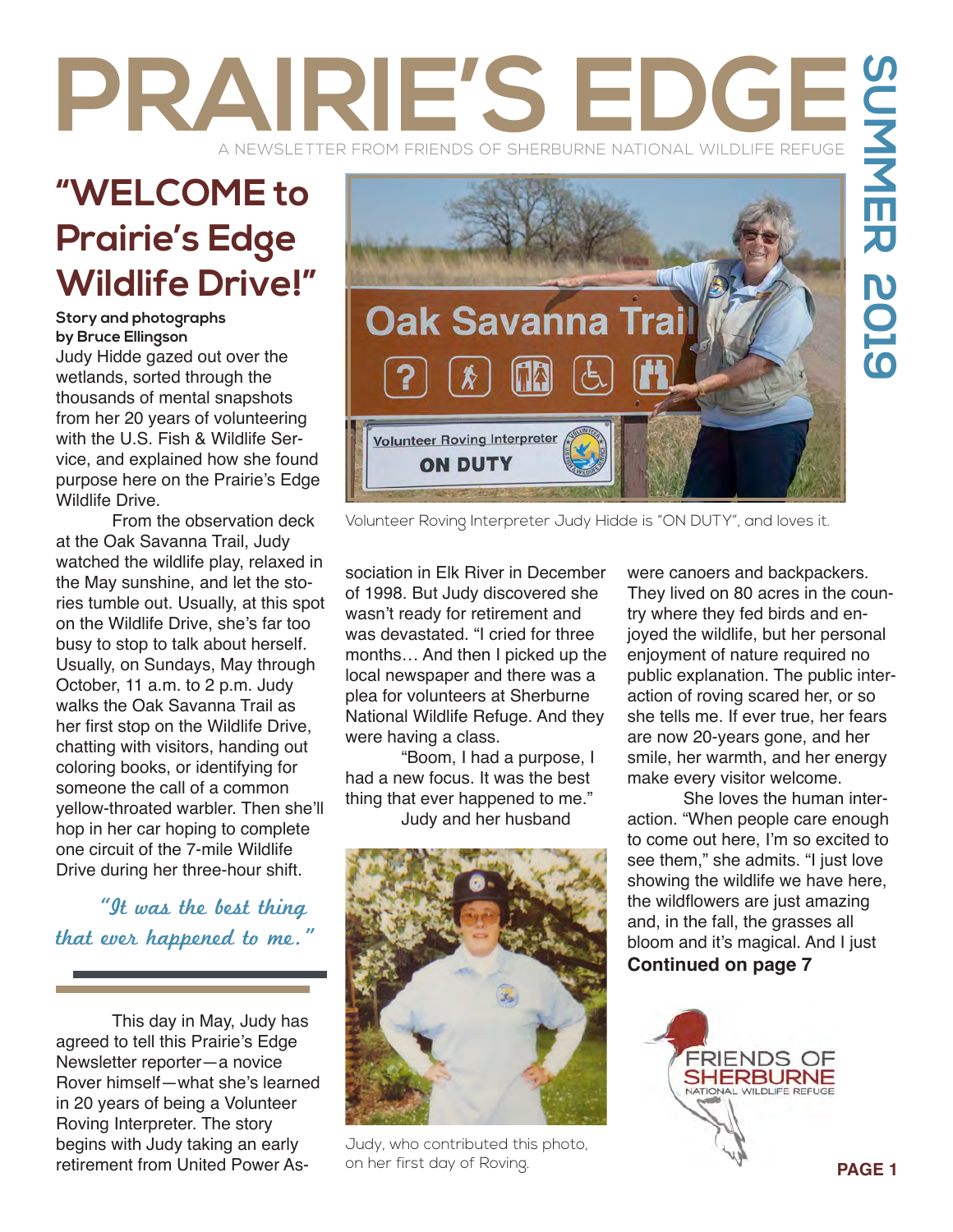# PRAIRIE'S EDGE

A NEWSLETTER FROM FRIENDS OF SHERBURNE NATIONAL WILDLIFE REFUGE

SUMMER 2019

## "WELCOME to Prairie's Edge Wildlife Drive!"

**Story and photographs by Bruce Ellingson**

Judy Hidde gazed out over the wetlands, sorted through the thousands of mental snapshots from her 20 years of volunteering with the U.S. Fish & Wildlife Service, and explained how she found purpose here on the Prairie's Edge Wildlife Drive.

From the observation deck at the Oak Savanna Trail, Judy watched the wildlife play, relaxed in the May sunshine, and let the stories tumble out. Usually, at this spot on the Wildlife Drive, she's far too busy to stop to talk about herself. Usually, on Sundays, May through October, 11 a.m. to 2 p.m. Judy walks the Oak Savanna Trail as her first stop on the Wildlife Drive, chatting with visitors, handing out coloring books, or identifying for someone the call of a common yellow-throated warbler. Then she'll hop in her car hoping to complete one circuit of the 7-mile Wildlife Drive during her three-hour shift.

*"It was the best thing that ever happened to me."*

This day in May, Judy has agreed to tell this Prairie's Edge Newsletter reporter—a novice Rover himself—what she's learned in 20 years of being a Volunteer Roving Interpreter. The story begins with Judy taking an early retirement from United Power Association in Elk River in December of 1998. But Judy discovered she wasn't ready for retirement and was devastated. "I cried for three months… And then I picked up the local newspaper and there was a plea for volunteers at Sherburne National Wildlife Refuge. And they were having a class.

"Boom, I had a purpose, I had a new focus. It was the best thing that ever happened to me."

Judy and her husband were canoers and backpackers. They lived on 80 acres in the country where they fed birds and enjoyed the wildlife, but her personal enjoyment of nature required no public explanation. The public interaction of roving scared her, or so she tells me. If ever true, her fears are now 20-years gone, and her smile, her warmth, and her energy make every visitor welcome.

She loves the human interaction. "When people care enough to come out here, I'm so excited to see them," she admits. "I just love showing the wildlife we have here, the wildflowers are just amazing and, in the fall, the grasses all bloom and it's magical. And I just

**Continued on page 7**

Volunteer Roving Interpreter Judy Hidde is "ON DUTY", and loves it.

Judy, who contributed this photo, on her first day of Roving.

FRIENDS OF SHERBURNE NATIONAL WILDLIFE REFUGE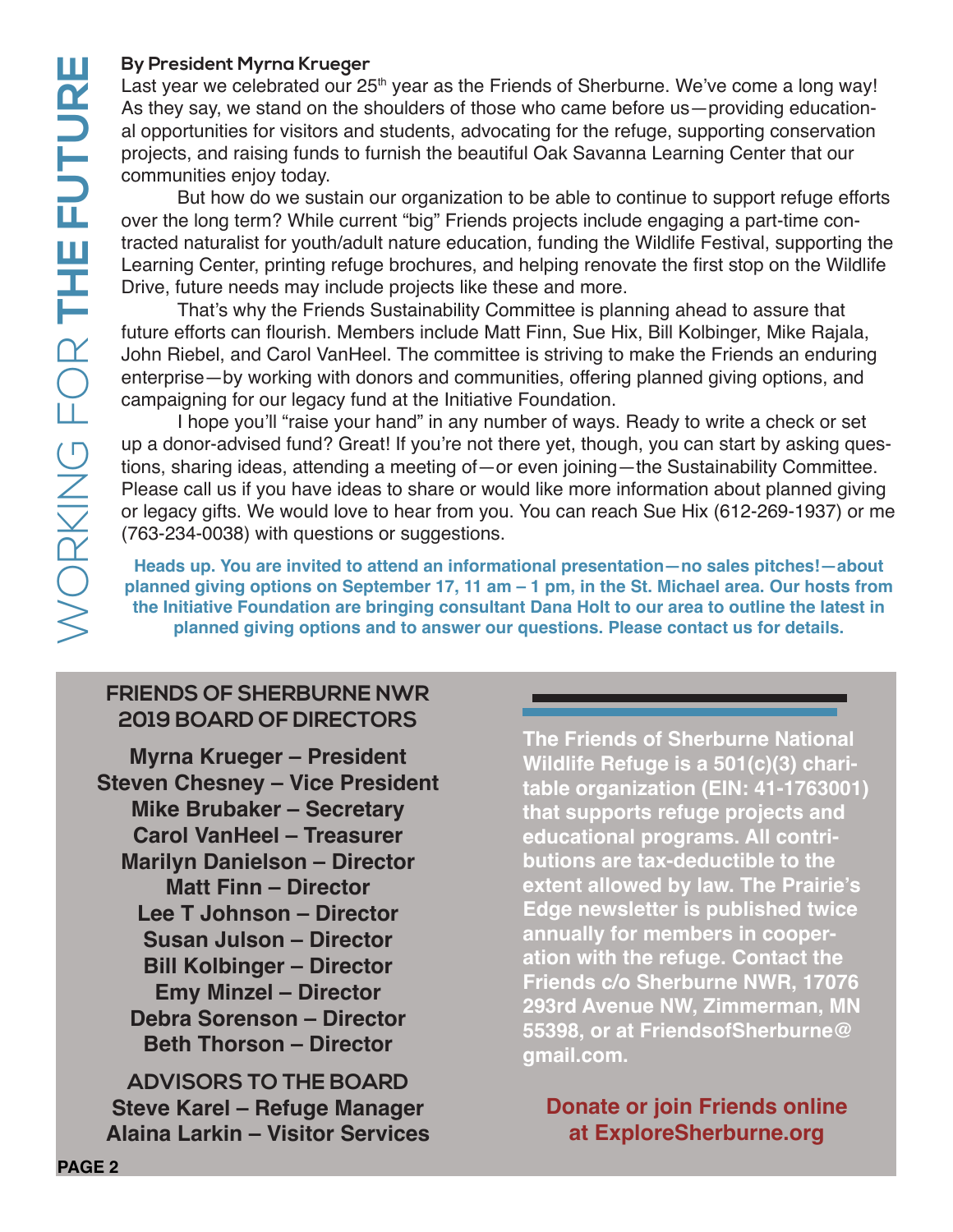# WORKING FOR THE FUTURE

**By President Myrna Krueger**

Last year we celebrated our 25th year as the Friends of Sherburne. We've come a long way! As they say, we stand on the shoulders of those who came before us—providing educational opportunities for visitors and students, advocating for the refuge, supporting conservation projects, and raising funds to furnish the beautiful Oak Savanna Learning Center that our communities enjoy today.

But how do we sustain our organization to be able to continue to support refuge efforts over the long term? While current "big" Friends projects include engaging a part-time contracted naturalist for youth/adult nature education, funding the Wildlife Festival, supporting the Learning Center, printing refuge brochures, and helping renovate the first stop on the Wildlife Drive, future needs may include projects like these and more.

That's why the Friends Sustainability Committee is planning ahead to assure that future efforts can flourish. Members include Matt Finn, Sue Hix, Bill Kolbinger, Mike Rajala, John Riebel, and Carol VanHeel. The committee is striving to make the Friends an enduring enterprise—by working with donors and communities, offering planned giving options, and campaigning for our legacy fund at the Initiative Foundation.

I hope you'll "raise your hand" in any number of ways. Ready to write a check or set up a donor-advised fund? Great! If you're not there yet, though, you can start by asking questions, sharing ideas, attending a meeting of—or even joining—the Sustainability Committee. Please call us if you have ideas to share or would like more information about planned giving or legacy gifts. We would love to hear from you. You can reach Sue Hix (612-269-1937) or me (763-234-0038) with questions or suggestions.

**Heads up. You are invited to attend an informational presentation—no sales pitches!—about planned giving options on September 17, 11 am – 1 pm, in the St. Michael area. Our hosts from the Initiative Foundation are bringing consultant Dana Holt to our area to outline the latest in planned giving options and to answer our questions. Please contact us for details.**

## FRIENDS OF SHERBURNE NWR 2019 BOARD OF DIRECTORS

**Myrna Krueger – President**
**Steven Chesney – Vice President**
**Mike Brubaker – Secretary**
**Carol VanHeel – Treasurer**
**Marilyn Danielson – Director**
**Matt Finn – Director**
**Lee T Johnson – Director**
**Susan Julson – Director**
**Bill Kolbinger – Director**
**Emy Minzel – Director**
**Debra Sorenson – Director**
**Beth Thorson – Director**

## ADVISORS TO THE BOARD

**Steve Karel – Refuge Manager**
**Alaina Larkin – Visitor Services**

**The Friends of Sherburne National Wildlife Refuge is a 501(c)(3) charitable organization (EIN: 41-1763001) that supports refuge projects and educational programs. All contributions are tax-deductible to the extent allowed by law. The Prairie's Edge newsletter is published twice annually for members in cooperation with the refuge. Contact the Friends c/o Sherburne NWR, 17076 293rd Avenue NW, Zimmerman, MN 55398, or at FriendsofSherburne@gmail.com.**

**Donate or join Friends online at ExploreSherburne.org**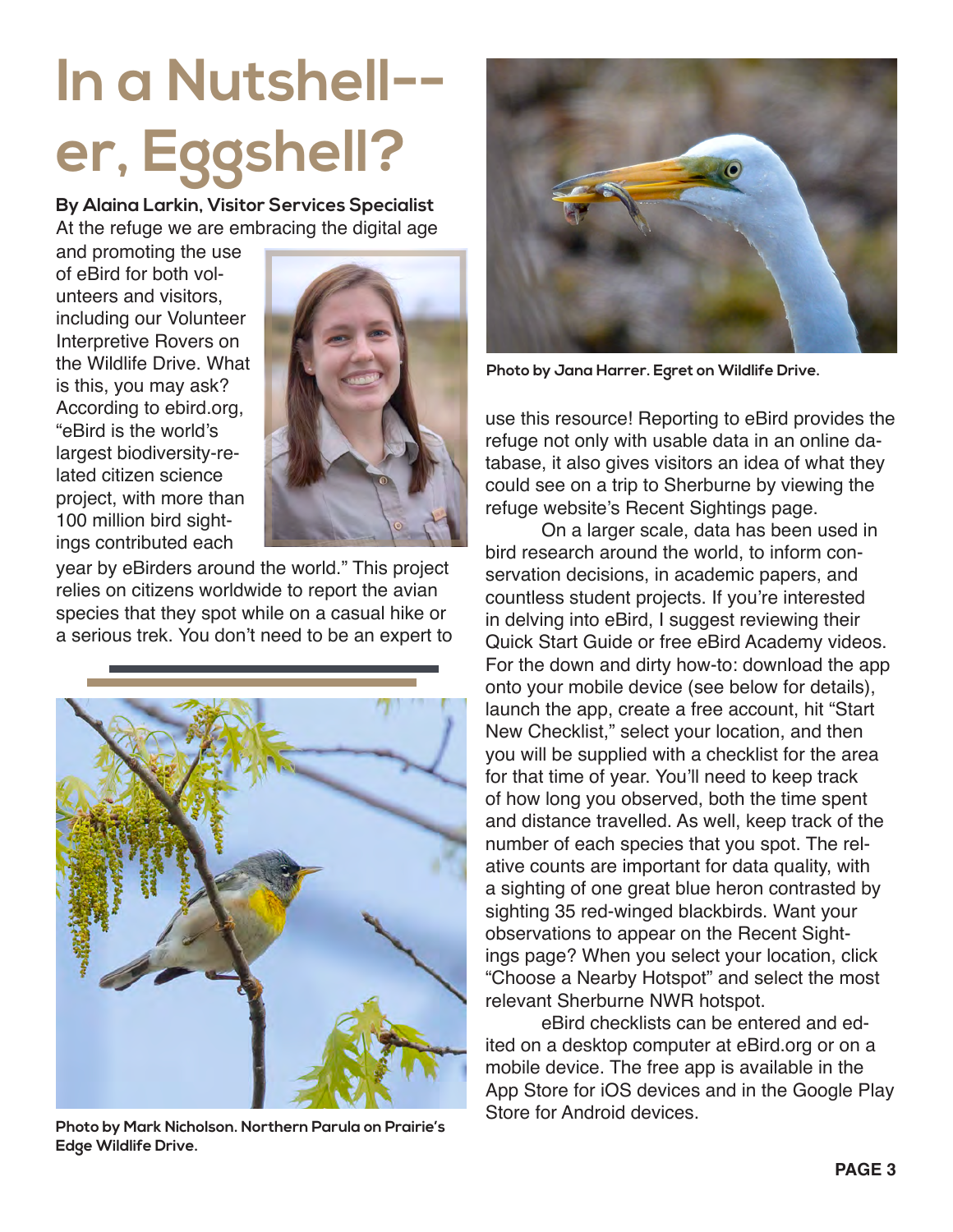# In a Nutshell--er, Eggshell?

**By Alaina Larkin, Visitor Services Specialist**

At the refuge we are embracing the digital age and promoting the use of eBird for both volunteers and visitors, including our Volunteer Interpretive Rovers on the Wildlife Drive. What is this, you may ask? According to ebird.org, "eBird is the world's largest biodiversity-related citizen science project, with more than 100 million bird sightings contributed each year by eBirders around the world." This project relies on citizens worldwide to report the avian species that they spot while on a casual hike or a serious trek. You don't need to be an expert to use this resource! Reporting to eBird provides the refuge not only with usable data in an online database, it also gives visitors an idea of what they could see on a trip to Sherburne by viewing the refuge website's Recent Sightings page.

On a larger scale, data has been used in bird research around the world, to inform conservation decisions, in academic papers, and countless student projects. If you're interested in delving into eBird, I suggest reviewing their Quick Start Guide or free eBird Academy videos. For the down and dirty how-to: download the app onto your mobile device (see below for details), launch the app, create a free account, hit "Start New Checklist," select your location, and then you will be supplied with a checklist for the area for that time of year. You'll need to keep track of how long you observed, both the time spent and distance travelled. As well, keep track of the number of each species that you spot. The relative counts are important for data quality, with a sighting of one great blue heron contrasted by sighting 35 red-winged blackbirds. Want your observations to appear on the Recent Sightings page? When you select your location, click "Choose a Nearby Hotspot" and select the most relevant Sherburne NWR hotspot.

eBird checklists can be entered and edited on a desktop computer at eBird.org or on a mobile device. The free app is available in the App Store for iOS devices and in the Google Play Store for Android devices.

**Photo by Jana Harrer. Egret on Wildlife Drive.**

**Photo by Mark Nicholson. Northern Parula on Prairie's Edge Wildlife Drive.**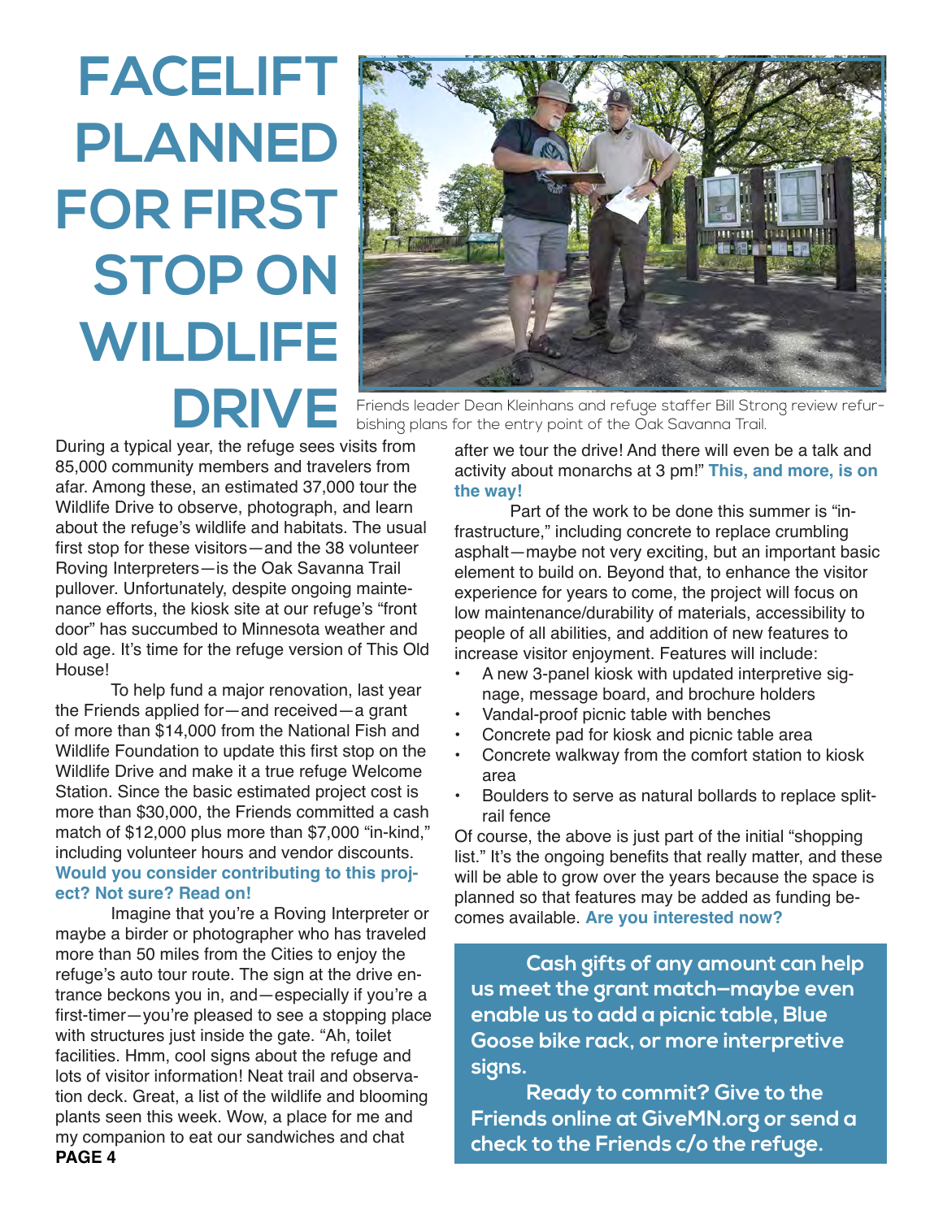# FACELIFT PLANNED FOR FIRST STOP ON WILDLIFE DRIVE

Friends leader Dean Kleinhans and refuge staffer Bill Strong review refurbishing plans for the entry point of the Oak Savanna Trail.

During a typical year, the refuge sees visits from 85,000 community members and travelers from afar. Among these, an estimated 37,000 tour the Wildlife Drive to observe, photograph, and learn about the refuge's wildlife and habitats. The usual first stop for these visitors—and the 38 volunteer Roving Interpreters—is the Oak Savanna Trail pullover. Unfortunately, despite ongoing maintenance efforts, the kiosk site at our refuge's "front door" has succumbed to Minnesota weather and old age. It's time for the refuge version of This Old House!

To help fund a major renovation, last year the Friends applied for—and received—a grant of more than $14,000 from the National Fish and Wildlife Foundation to update this first stop on the Wildlife Drive and make it a true refuge Welcome Station. Since the basic estimated project cost is more than $30,000, the Friends committed a cash match of $12,000 plus more than $7,000 "in-kind," including volunteer hours and vendor discounts. **Would you consider contributing to this project? Not sure? Read on!**

Imagine that you're a Roving Interpreter or maybe a birder or photographer who has traveled more than 50 miles from the Cities to enjoy the refuge's auto tour route. The sign at the drive entrance beckons you in, and—especially if you're a first-timer—you're pleased to see a stopping place with structures just inside the gate. "Ah, toilet facilities. Hmm, cool signs about the refuge and lots of visitor information! Neat trail and observation deck. Great, a list of the wildlife and blooming plants seen this week. Wow, a place for me and my companion to eat our sandwiches and chat after we tour the drive! And there will even be a talk and activity about monarchs at 3 pm!" **This, and more, is on the way!**

Part of the work to be done this summer is "infrastructure," including concrete to replace crumbling asphalt—maybe not very exciting, but an important basic element to build on. Beyond that, to enhance the visitor experience for years to come, the project will focus on low maintenance/durability of materials, accessibility to people of all abilities, and addition of new features to increase visitor enjoyment. Features will include:

- A new 3-panel kiosk with updated interpretive signage, message board, and brochure holders
- Vandal-proof picnic table with benches
- Concrete pad for kiosk and picnic table area
- Concrete walkway from the comfort station to kiosk area
- Boulders to serve as natural bollards to replace split-rail fence

Of course, the above is just part of the initial "shopping list." It's the ongoing benefits that really matter, and these will be able to grow over the years because the space is planned so that features may be added as funding becomes available. **Are you interested now?**

**Cash gifts of any amount can help us meet the grant match—maybe even enable us to add a picnic table, Blue Goose bike rack, or more interpretive signs.**

**Ready to commit? Give to the Friends online at GiveMN.org or send a check to the Friends c/o the refuge.**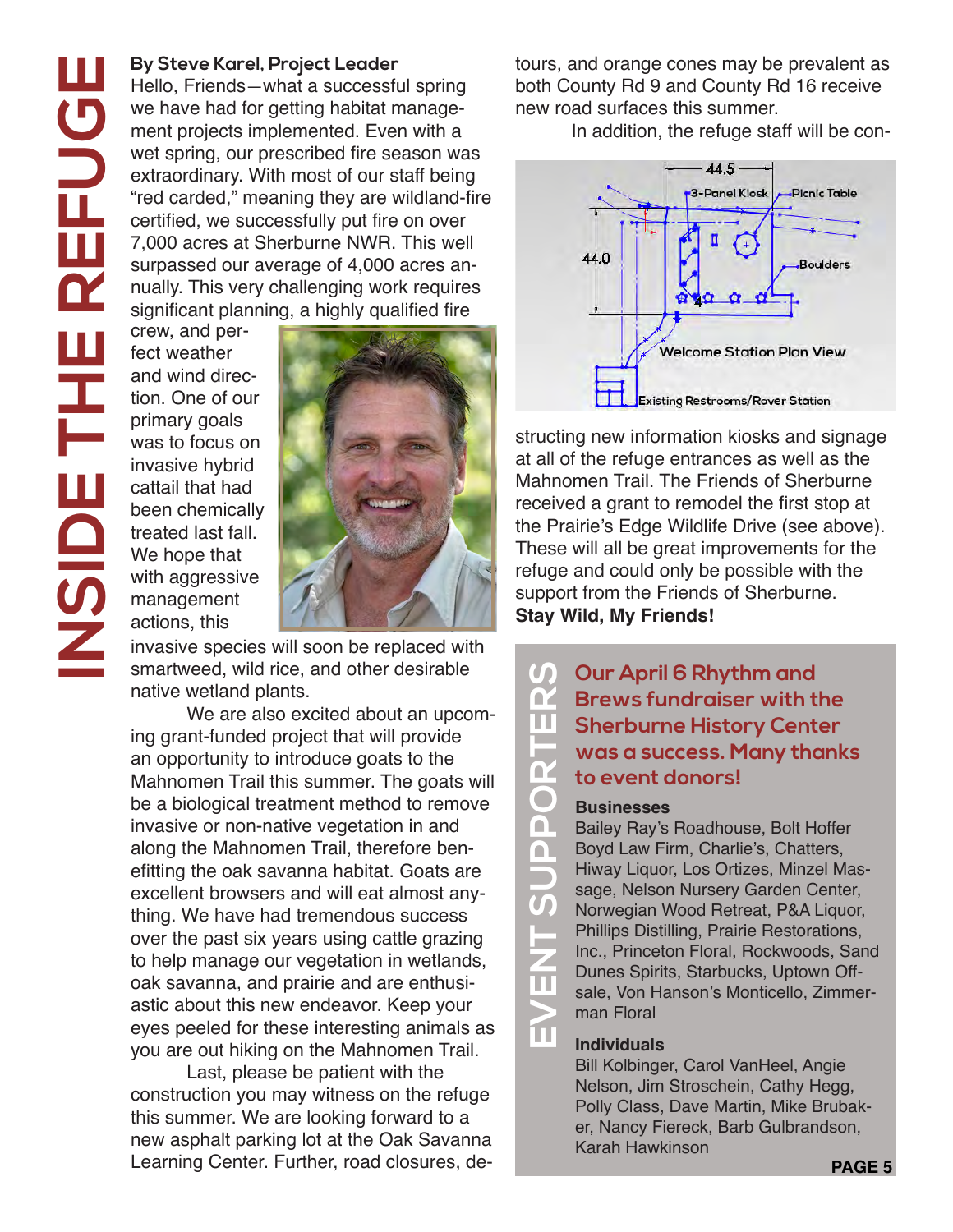# INSIDE THE REFUGE

**By Steve Karel, Project Leader**

Hello, Friends—what a successful spring we have had for getting habitat management projects implemented. Even with a wet spring, our prescribed fire season was extraordinary. With most of our staff being "red carded," meaning they are wildland-fire certified, we successfully put fire on over 7,000 acres at Sherburne NWR. This well surpassed our average of 4,000 acres annually. This very challenging work requires significant planning, a highly qualified fire crew, and perfect weather and wind direction. One of our primary goals was to focus on invasive hybrid cattail that had been chemically treated last fall. We hope that with aggressive management actions, this invasive species will soon be replaced with smartweed, wild rice, and other desirable native wetland plants.

We are also excited about an upcoming grant-funded project that will provide an opportunity to introduce goats to the Mahnomen Trail this summer. The goats will be a biological treatment method to remove invasive or non-native vegetation in and along the Mahnomen Trail, therefore benefitting the oak savanna habitat. Goats are excellent browsers and will eat almost anything. We have had tremendous success over the past six years using cattle grazing to help manage our vegetation in wetlands, oak savanna, and prairie and are enthusiastic about this new endeavor. Keep your eyes peeled for these interesting animals as you are out hiking on the Mahnomen Trail.

Last, please be patient with the construction you may witness on the refuge this summer. We are looking forward to a new asphalt parking lot at the Oak Savanna Learning Center. Further, road closures, detours, and orange cones may be prevalent as both County Rd 9 and County Rd 16 receive new road surfaces this summer.

In addition, the refuge staff will be constructing new information kiosks and signage at all of the refuge entrances as well as the Mahnomen Trail. The Friends of Sherburne received a grant to remodel the first stop at the Prairie's Edge Wildlife Drive (see above). These will all be great improvements for the refuge and could only be possible with the support from the Friends of Sherburne.

**Stay Wild, My Friends!**

## EVENT SUPPORTERS

### Our April 6 Rhythm and Brews fundraiser with the Sherburne History Center was a success. Many thanks to event donors!

**Businesses**

Bailey Ray's Roadhouse, Bolt Hoffer Boyd Law Firm, Charlie's, Chatters, Hiway Liquor, Los Ortizes, Minzel Massage, Nelson Nursery Garden Center, Norwegian Wood Retreat, P&A Liquor, Phillips Distilling, Prairie Restorations, Inc., Princeton Floral, Rockwoods, Sand Dunes Spirits, Starbucks, Uptown Off-sale, Von Hanson's Monticello, Zimmerman Floral

**Individuals**

Bill Kolbinger, Carol VanHeel, Angie Nelson, Jim Stroschein, Cathy Hegg, Polly Class, Dave Martin, Mike Brubaker, Nancy Fiereck, Barb Gulbrandson, Karah Hawkinson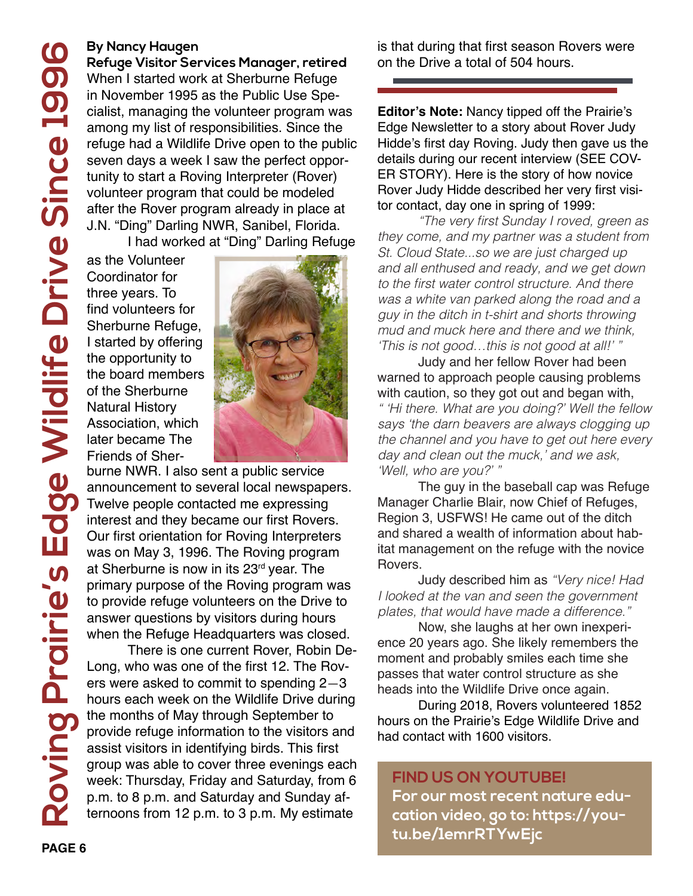# Roving Prairie's Edge Wildlife Drive Since 1996

**By Nancy Haugen**
**Refuge Visitor Services Manager, retired**

When I started work at Sherburne Refuge in November 1995 as the Public Use Specialist, managing the volunteer program was among my list of responsibilities. Since the refuge had a Wildlife Drive open to the public seven days a week I saw the perfect opportunity to start a Roving Interpreter (Rover) volunteer program that could be modeled after the Rover program already in place at J.N. "Ding" Darling NWR, Sanibel, Florida.

I had worked at "Ding" Darling Refuge as the Volunteer Coordinator for three years. To find volunteers for Sherburne Refuge, I started by offering the opportunity to the board members of the Sherburne Natural History Association, which later became The Friends of Sherburne NWR. I also sent a public service announcement to several local newspapers. Twelve people contacted me expressing interest and they became our first Rovers. Our first orientation for Roving Interpreters was on May 3, 1996. The Roving program at Sherburne is now in its 23rd year. The primary purpose of the Roving program was to provide refuge volunteers on the Drive to answer questions by visitors during hours when the Refuge Headquarters was closed.

There is one current Rover, Robin DeLong, who was one of the first 12. The Rovers were asked to commit to spending 2—3 hours each week on the Wildlife Drive during the months of May through September to provide refuge information to the visitors and assist visitors in identifying birds. This first group was able to cover three evenings each week: Thursday, Friday and Saturday, from 6 p.m. to 8 p.m. and Saturday and Sunday afternoons from 12 p.m. to 3 p.m. My estimate is that during that first season Rovers were on the Drive a total of 504 hours.

---

**Editor's Note:** Nancy tipped off the Prairie's Edge Newsletter to a story about Rover Judy Hidde's first day Roving. Judy then gave us the details during our recent interview (SEE COVER STORY). Here is the story of how novice Rover Judy Hidde described her very first visitor contact, day one in spring of 1999:

*"The very first Sunday I roved, green as they come, and my partner was a student from St. Cloud State...so we are just charged up and all enthused and ready, and we get down to the first water control structure. And there was a white van parked along the road and a guy in the ditch in t-shirt and shorts throwing mud and muck here and there and we think, 'This is not good…this is not good at all!' "*

Judy and her fellow Rover had been warned to approach people causing problems with caution, so they got out and began with, *" 'Hi there. What are you doing?' Well the fellow says 'the darn beavers are always clogging up the channel and you have to get out here every day and clean out the muck,' and we ask, 'Well, who are you?' "*

The guy in the baseball cap was Refuge Manager Charlie Blair, now Chief of Refuges, Region 3, USFWS! He came out of the ditch and shared a wealth of information about habitat management on the refuge with the novice Rovers.

Judy described him as *"Very nice! Had I looked at the van and seen the government plates, that would have made a difference."*

Now, she laughs at her own inexperience 20 years ago. She likely remembers the moment and probably smiles each time she passes that water control structure as she heads into the Wildlife Drive once again.

During 2018, Rovers volunteered 1852 hours on the Prairie's Edge Wildlife Drive and had contact with 1600 visitors.

**FIND US ON YOUTUBE!**
**For our most recent nature education video, go to: https://youtu.be/1emrRTYwEjc**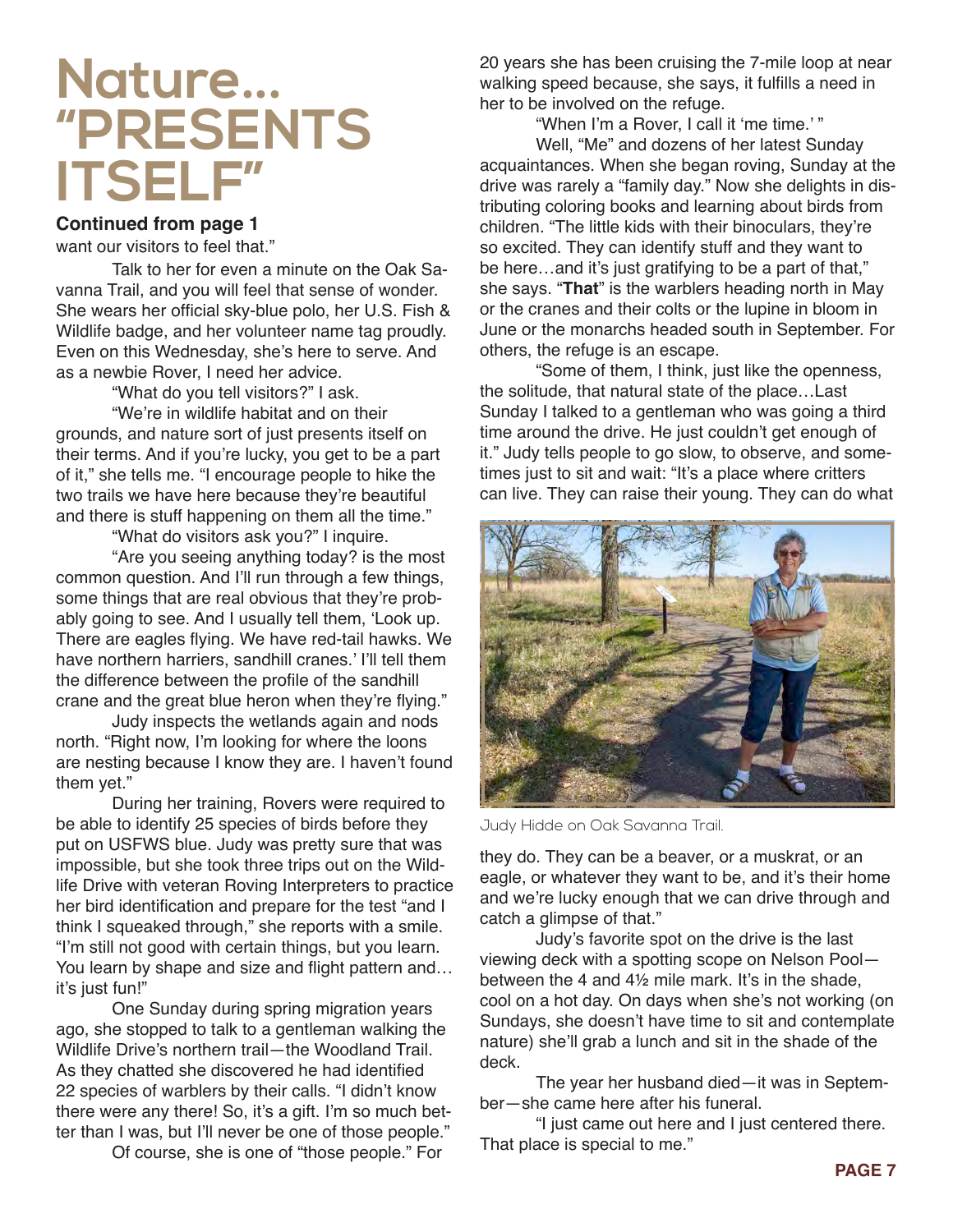# Nature… "PRESENTS ITSELF"

**Continued from page 1**

want our visitors to feel that."

Talk to her for even a minute on the Oak Savanna Trail, and you will feel that sense of wonder. She wears her official sky-blue polo, her U.S. Fish & Wildlife badge, and her volunteer name tag proudly. Even on this Wednesday, she's here to serve. And as a newbie Rover, I need her advice.

"What do you tell visitors?" I ask.

"We're in wildlife habitat and on their grounds, and nature sort of just presents itself on their terms. And if you're lucky, you get to be a part of it," she tells me. "I encourage people to hike the two trails we have here because they're beautiful and there is stuff happening on them all the time."

"What do visitors ask you?" I inquire.

"Are you seeing anything today? is the most common question. And I'll run through a few things, some things that are real obvious that they're probably going to see. And I usually tell them, 'Look up. There are eagles flying. We have red-tail hawks. We have northern harriers, sandhill cranes.' I'll tell them the difference between the profile of the sandhill crane and the great blue heron when they're flying."

Judy inspects the wetlands again and nods north. "Right now, I'm looking for where the loons are nesting because I know they are. I haven't found them yet."

During her training, Rovers were required to be able to identify 25 species of birds before they put on USFWS blue. Judy was pretty sure that was impossible, but she took three trips out on the Wildlife Drive with veteran Roving Interpreters to practice her bird identification and prepare for the test "and I think I squeaked through," she reports with a smile. "I'm still not good with certain things, but you learn. You learn by shape and size and flight pattern and… it's just fun!"

One Sunday during spring migration years ago, she stopped to talk to a gentleman walking the Wildlife Drive's northern trail—the Woodland Trail. As they chatted she discovered he had identified 22 species of warblers by their calls. "I didn't know there were any there! So, it's a gift. I'm so much better than I was, but I'll never be one of those people."

Of course, she is one of "those people." For 20 years she has been cruising the 7-mile loop at near walking speed because, she says, it fulfills a need in her to be involved on the refuge.

"When I'm a Rover, I call it 'me time.' "

Well, "Me" and dozens of her latest Sunday acquaintances. When she began roving, Sunday at the drive was rarely a "family day." Now she delights in distributing coloring books and learning about birds from children. "The little kids with their binoculars, they're so excited. They can identify stuff and they want to be here…and it's just gratifying to be a part of that," she says. "**That**" is the warblers heading north in May or the cranes and their colts or the lupine in bloom in June or the monarchs headed south in September. For others, the refuge is an escape.

"Some of them, I think, just like the openness, the solitude, that natural state of the place…Last Sunday I talked to a gentleman who was going a third time around the drive. He just couldn't get enough of it." Judy tells people to go slow, to observe, and sometimes just to sit and wait: "It's a place where critters can live. They can raise their young. They can do what they do. They can be a beaver, or a muskrat, or an eagle, or whatever they want to be, and it's their home and we're lucky enough that we can drive through and catch a glimpse of that."

Judy Hidde on Oak Savanna Trail.

Judy's favorite spot on the drive is the last viewing deck with a spotting scope on Nelson Pool—between the 4 and 4½ mile mark. It's in the shade, cool on a hot day. On days when she's not working (on Sundays, she doesn't have time to sit and contemplate nature) she'll grab a lunch and sit in the shade of the deck.

The year her husband died—it was in September—she came here after his funeral.

"I just came out here and I just centered there. That place is special to me."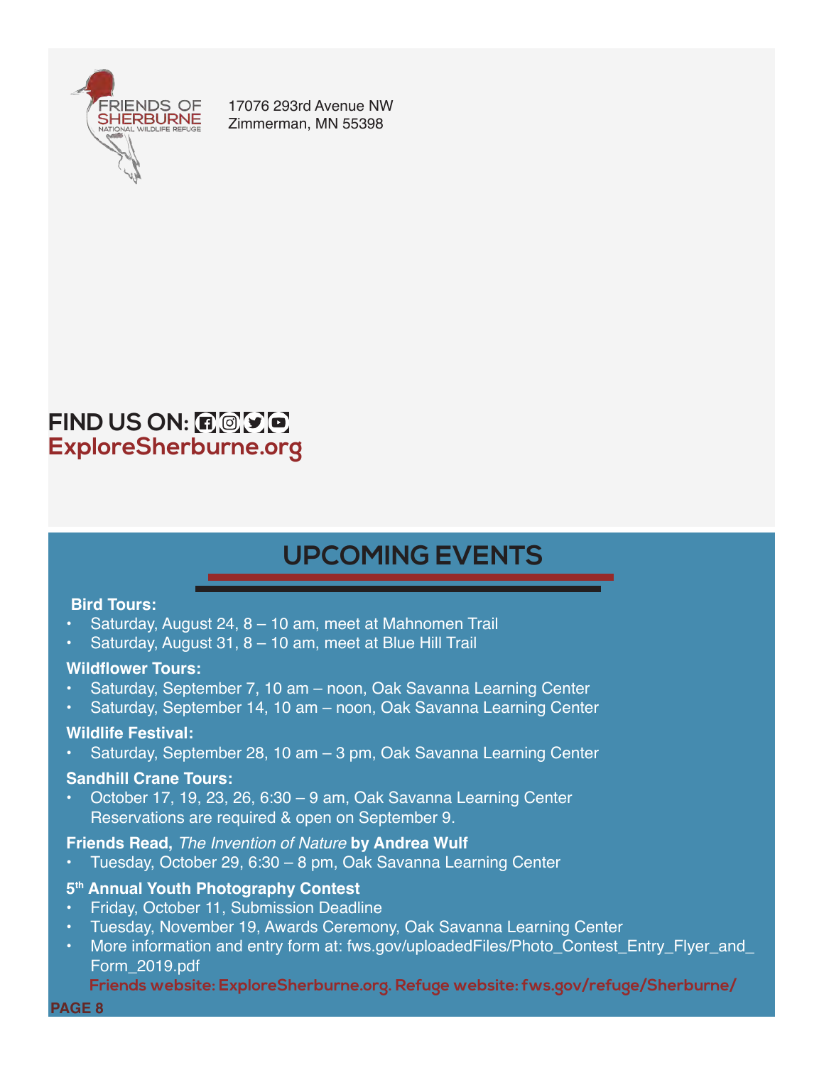FRIENDS OF SHERBURNE
NATIONAL WILDLIFE REFUGE

17076 293rd Avenue NW
Zimmerman, MN 55398

**FIND US ON:**
**ExploreSherburne.org**

## UPCOMING EVENTS

**Bird Tours:**

- Saturday, August 24, 8 – 10 am, meet at Mahnomen Trail
- Saturday, August 31, 8 – 10 am, meet at Blue Hill Trail

**Wildflower Tours:**

- Saturday, September 7, 10 am – noon, Oak Savanna Learning Center
- Saturday, September 14, 10 am – noon, Oak Savanna Learning Center

**Wildlife Festival:**

- Saturday, September 28, 10 am – 3 pm, Oak Savanna Learning Center

**Sandhill Crane Tours:**

- October 17, 19, 23, 26, 6:30 – 9 am, Oak Savanna Learning Center
  Reservations are required & open on September 9.

**Friends Read,** *The Invention of Nature* **by Andrea Wulf**

- Tuesday, October 29, 6:30 – 8 pm, Oak Savanna Learning Center

**5th Annual Youth Photography Contest**

- Friday, October 11, Submission Deadline
- Tuesday, November 19, Awards Ceremony, Oak Savanna Learning Center
- More information and entry form at: fws.gov/uploadedFiles/Photo_Contest_Entry_Flyer_and_Form_2019.pdf

**Friends website: ExploreSherburne.org. Refuge website: fws.gov/refuge/Sherburne/**